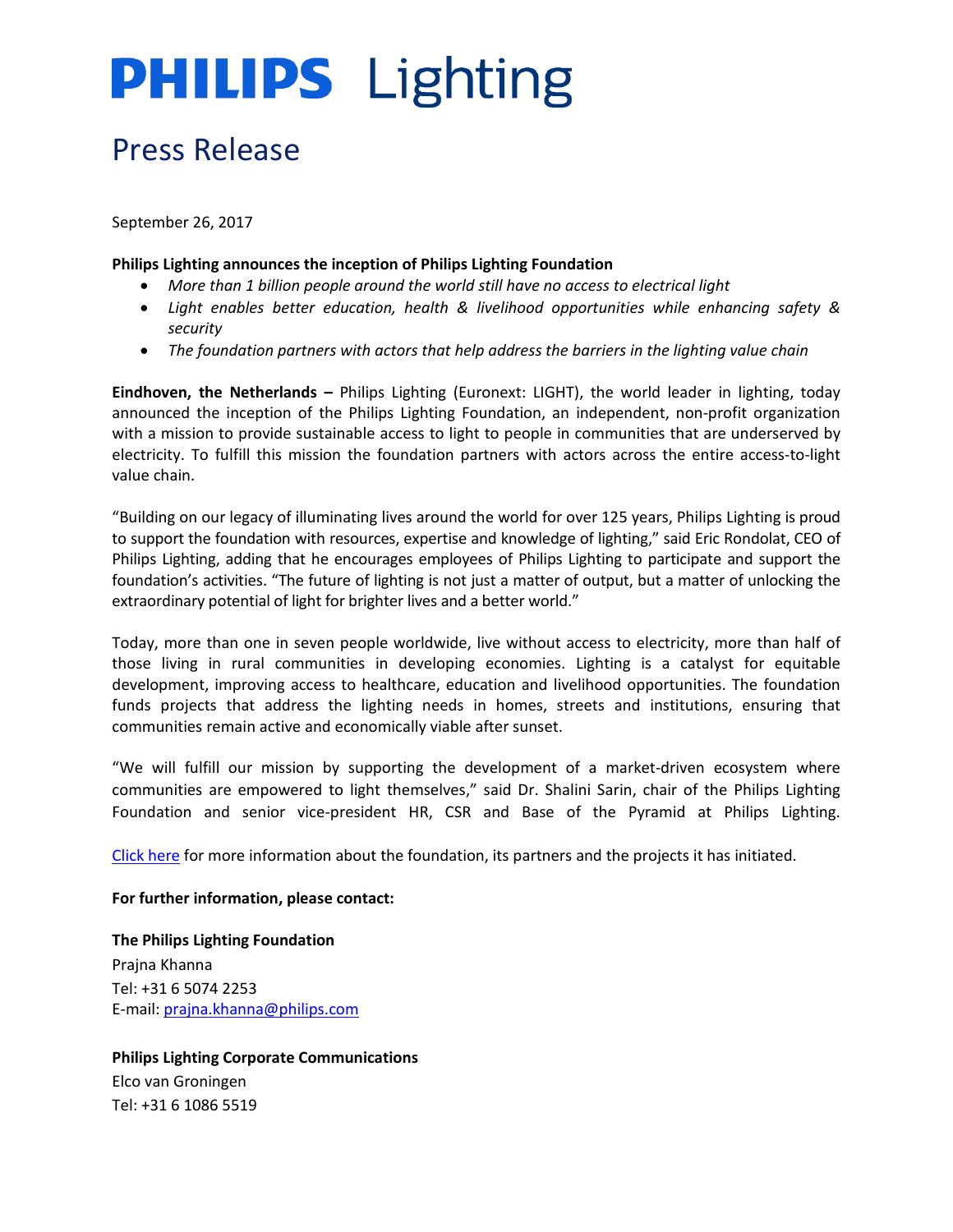# PHILIPS Lighting

## Press Release

September 26, 2017

**Philips Lighting announces the inception of Philips Lighting Foundation**

- *More than 1 billion people around the world still have no access to electrical light*
- *Light enables better education, health & livelihood opportunities while enhancing safety & security*
- *The foundation partners with actors that help address the barriers in the lighting value chain*

**Eindhoven, the Netherlands –** Philips Lighting (Euronext: LIGHT), the world leader in lighting, today announced the inception of the Philips Lighting Foundation, an independent, non-profit organization with a mission to provide sustainable access to light to people in communities that are underserved by electricity. To fulfill this mission the foundation partners with actors across the entire access-to-light value chain.

"Building on our legacy of illuminating lives around the world for over 125 years, Philips Lighting is proud to support the foundation with resources, expertise and knowledge of lighting," said Eric Rondolat, CEO of Philips Lighting, adding that he encourages employees of Philips Lighting to participate and support the foundation's activities. "The future of lighting is not just a matter of output, but a matter of unlocking the extraordinary potential of light for brighter lives and a better world."

Today, more than one in seven people worldwide, live without access to electricity, more than half of those living in rural communities in developing economies. Lighting is a catalyst for equitable development, improving access to healthcare, education and livelihood opportunities. The foundation funds projects that address the lighting needs in homes, streets and institutions, ensuring that communities remain active and economically viable after sunset.

"We will fulfill our mission by supporting the development of a market-driven ecosystem where communities are empowered to light themselves," said Dr. Shalini Sarin, chair of the Philips Lighting Foundation and senior vice-president HR, CSR and Base of the Pyramid at Philips Lighting.

Click here for more information about the foundation, its partners and the projects it has initiated.

**For further information, please contact:**

**The Philips Lighting Foundation**
Prajna Khanna
Tel: +31 6 5074 2253
E-mail: prajna.khanna@philips.com

**Philips Lighting Corporate Communications**
Elco van Groningen
Tel: +31 6 1086 5519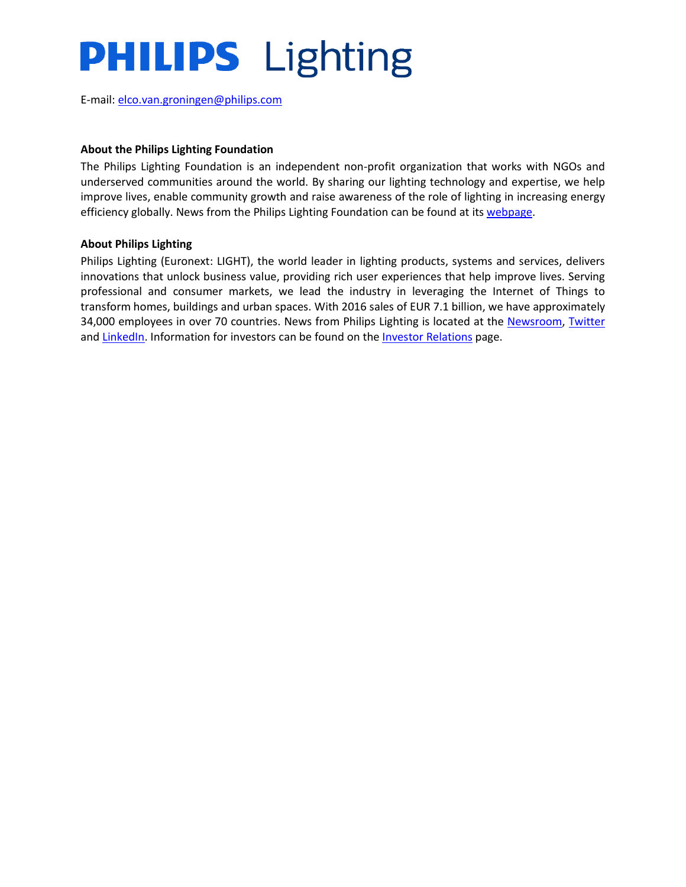E-mail: elco.van.groningen@philips.com

**About the Philips Lighting Foundation**

The Philips Lighting Foundation is an independent non-profit organization that works with NGOs and underserved communities around the world. By sharing our lighting technology and expertise, we help improve lives, enable community growth and raise awareness of the role of lighting in increasing energy efficiency globally. News from the Philips Lighting Foundation can be found at its webpage.

**About Philips Lighting**

Philips Lighting (Euronext: LIGHT), the world leader in lighting products, systems and services, delivers innovations that unlock business value, providing rich user experiences that help improve lives. Serving professional and consumer markets, we lead the industry in leveraging the Internet of Things to transform homes, buildings and urban spaces. With 2016 sales of EUR 7.1 billion, we have approximately 34,000 employees in over 70 countries. News from Philips Lighting is located at the Newsroom, Twitter and LinkedIn. Information for investors can be found on the Investor Relations page.